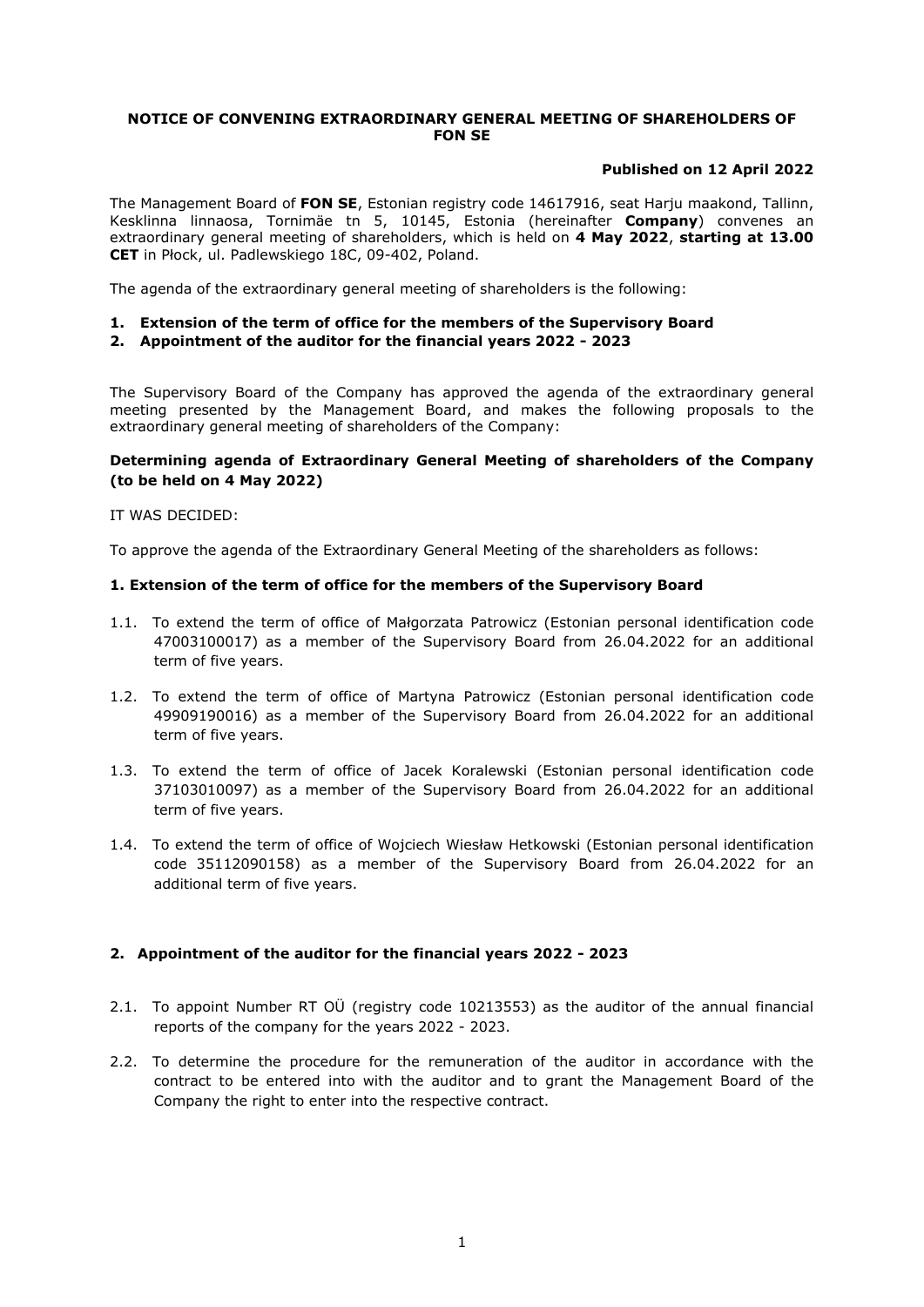# NOTICE OF CONVENING EXTRAORDINARY GENERAL MEETING OF SHAREHOLDERS OF FON SE

**Published on 12 April 2022**

The Management Board of **FON SE**, Estonian registry code 14617916, seat Harju maakond, Tallinn, Kesklinna linnaosa, Tornimäe tn 5, 10145, Estonia (hereinafter **Company**) convenes an extraordinary general meeting of shareholders, which is held on **4 May 2022**, **starting at 13.00 CET** in Płock, ul. Padlewskiego 18C, 09-402, Poland.

The agenda of the extraordinary general meeting of shareholders is the following:

1. **Extension of the term of office for the members of the Supervisory Board**
2. **Appointment of the auditor for the financial years 2022 - 2023**

The Supervisory Board of the Company has approved the agenda of the extraordinary general meeting presented by the Management Board, and makes the following proposals to the extraordinary general meeting of shareholders of the Company:

### Determining agenda of Extraordinary General Meeting of shareholders of the Company (to be held on 4 May 2022)

IT WAS DECIDED:

To approve the agenda of the Extraordinary General Meeting of the shareholders as follows:

### 1. Extension of the term of office for the members of the Supervisory Board

1.1. To extend the term of office of Małgorzata Patrowicz (Estonian personal identification code 47003100017) as a member of the Supervisory Board from 26.04.2022 for an additional term of five years.

1.2. To extend the term of office of Martyna Patrowicz (Estonian personal identification code 49909190016) as a member of the Supervisory Board from 26.04.2022 for an additional term of five years.

1.3. To extend the term of office of Jacek Koralewski (Estonian personal identification code 37103010097) as a member of the Supervisory Board from 26.04.2022 for an additional term of five years.

1.4. To extend the term of office of Wojciech Wiesław Hetkowski (Estonian personal identification code 35112090158) as a member of the Supervisory Board from 26.04.2022 for an additional term of five years.

### 2. Appointment of the auditor for the financial years 2022 - 2023

2.1. To appoint Number RT OÜ (registry code 10213553) as the auditor of the annual financial reports of the company for the years 2022 - 2023.

2.2. To determine the procedure for the remuneration of the auditor in accordance with the contract to be entered into with the auditor and to grant the Management Board of the Company the right to enter into the respective contract.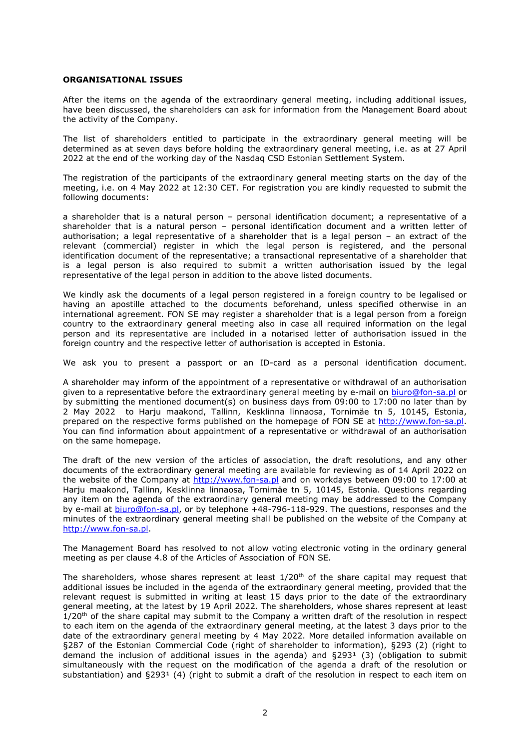**ORGANISATIONAL ISSUES**

After the items on the agenda of the extraordinary general meeting, including additional issues, have been discussed, the shareholders can ask for information from the Management Board about the activity of the Company.

The list of shareholders entitled to participate in the extraordinary general meeting will be determined as at seven days before holding the extraordinary general meeting, i.e. as at 27 April 2022 at the end of the working day of the Nasdaq CSD Estonian Settlement System.

The registration of the participants of the extraordinary general meeting starts on the day of the meeting, i.e. on 4 May 2022 at 12:30 CET. For registration you are kindly requested to submit the following documents:

a shareholder that is a natural person – personal identification document; a representative of a shareholder that is a natural person – personal identification document and a written letter of authorisation; a legal representative of a shareholder that is a legal person – an extract of the relevant (commercial) register in which the legal person is registered, and the personal identification document of the representative; a transactional representative of a shareholder that is a legal person is also required to submit a written authorisation issued by the legal representative of the legal person in addition to the above listed documents.

We kindly ask the documents of a legal person registered in a foreign country to be legalised or having an apostille attached to the documents beforehand, unless specified otherwise in an international agreement. FON SE may register a shareholder that is a legal person from a foreign country to the extraordinary general meeting also in case all required information on the legal person and its representative are included in a notarised letter of authorisation issued in the foreign country and the respective letter of authorisation is accepted in Estonia.

We ask you to present a passport or an ID-card as a personal identification document.

A shareholder may inform of the appointment of a representative or withdrawal of an authorisation given to a representative before the extraordinary general meeting by e-mail on biuro@fon-sa.pl or by submitting the mentioned document(s) on business days from 09:00 to 17:00 no later than by 2 May 2022 to Harju maakond, Tallinn, Kesklinna linnaosa, Tornimäe tn 5, 10145, Estonia, prepared on the respective forms published on the homepage of FON SE at http://www.fon-sa.pl. You can find information about appointment of a representative or withdrawal of an authorisation on the same homepage.

The draft of the new version of the articles of association, the draft resolutions, and any other documents of the extraordinary general meeting are available for reviewing as of 14 April 2022 on the website of the Company at http://www.fon-sa.pl and on workdays between 09:00 to 17:00 at Harju maakond, Tallinn, Kesklinna linnaosa, Tornimäe tn 5, 10145, Estonia. Questions regarding any item on the agenda of the extraordinary general meeting may be addressed to the Company by e-mail at biuro@fon-sa.pl, or by telephone +48-796-118-929. The questions, responses and the minutes of the extraordinary general meeting shall be published on the website of the Company at http://www.fon-sa.pl.

The Management Board has resolved to not allow voting electronic voting in the ordinary general meeting as per clause 4.8 of the Articles of Association of FON SE.

The shareholders, whose shares represent at least 1/20th of the share capital may request that additional issues be included in the agenda of the extraordinary general meeting, provided that the relevant request is submitted in writing at least 15 days prior to the date of the extraordinary general meeting, at the latest by 19 April 2022. The shareholders, whose shares represent at least 1/20th of the share capital may submit to the Company a written draft of the resolution in respect to each item on the agenda of the extraordinary general meeting, at the latest 3 days prior to the date of the extraordinary general meeting by 4 May 2022. More detailed information available on §287 of the Estonian Commercial Code (right of shareholder to information), §293 (2) (right to demand the inclusion of additional issues in the agenda) and §293[1] (3) (obligation to submit simultaneously with the request on the modification of the agenda a draft of the resolution or substantiation) and §293[1] (4) (right to submit a draft of the resolution in respect to each item on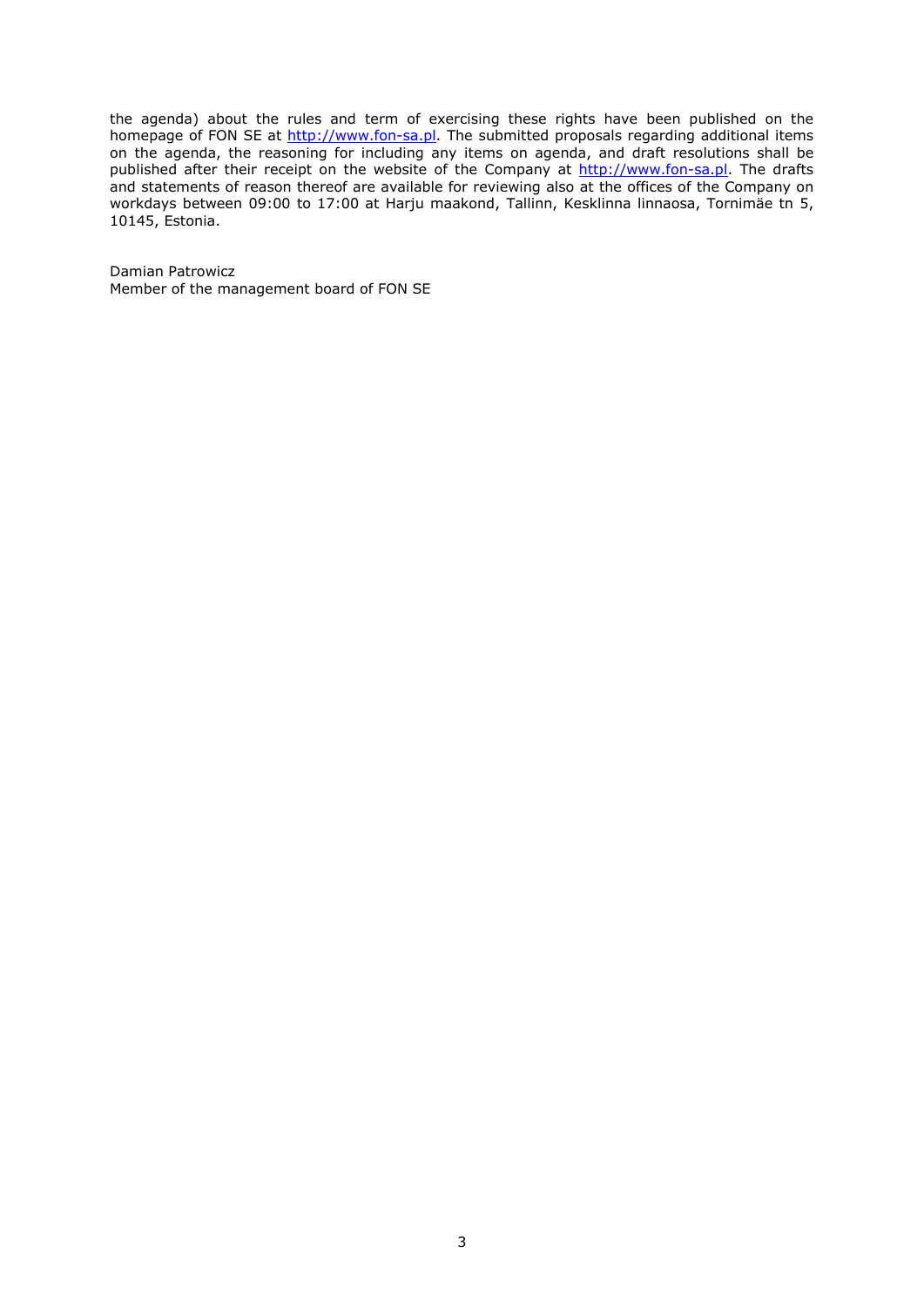the agenda) about the rules and term of exercising these rights have been published on the homepage of FON SE at http://www.fon-sa.pl. The submitted proposals regarding additional items on the agenda, the reasoning for including any items on agenda, and draft resolutions shall be published after their receipt on the website of the Company at http://www.fon-sa.pl. The drafts and statements of reason thereof are available for reviewing also at the offices of the Company on workdays between 09:00 to 17:00 at Harju maakond, Tallinn, Kesklinna linnaosa, Tornimäe tn 5, 10145, Estonia.

Damian Patrowicz
Member of the management board of FON SE